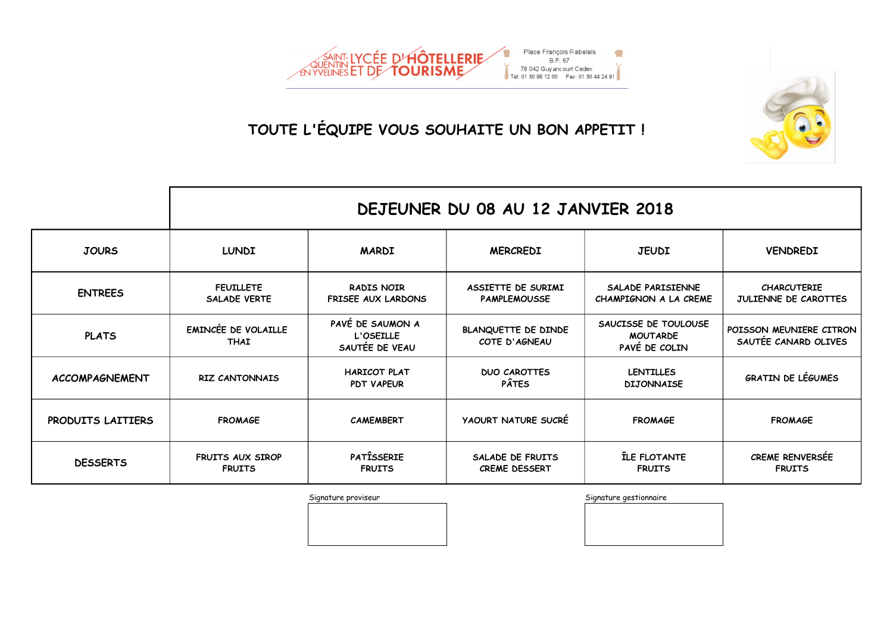SAINT-QUENTIN EN YVELINES LYCÉE D'HÔTELLERIE ET DE TOURISME

Place François Rabelais
B.P. 67
78 042 Guyancourt Cedex
Tél: 01 30 96 12 00 Fax: 01 30 44 24 91

## TOUTE L'ÉQUIPE VOUS SOUHAITE UN BON APPETIT !

| | DEJEUNER DU 08 AU 12 JANVIER 2018 | | | | |
|---|---|---|---|---|---|
| JOURS | LUNDI | MARDI | MERCREDI | JEUDI | VENDREDI |
| ENTREES | FEUILLETE<br>SALADE VERTE | RADIS NOIR<br>FRISEE AUX LARDONS | ASSIETTE DE SURIMI<br>PAMPLEMOUSSE | SALADE PARISIENNE<br>CHAMPIGNON A LA CREME | CHARCUTERIE<br>JULIENNE DE CAROTTES |
| PLATS | EMINCÉE DE VOLAILLE THAI | PAVÉ DE SAUMON A L'OSEILLE<br>SAUTÉE DE VEAU | BLANQUETTE DE DINDE<br>COTE D'AGNEAU | SAUCISSE DE TOULOUSE MOUTARDE<br>PAVÉ DE COLIN | POISSON MEUNIERE CITRON<br>SAUTÉE CANARD OLIVES |
| ACCOMPAGNEMENT | RIZ CANTONNAIS | HARICOT PLAT<br>PDT VAPEUR | DUO CAROTTES<br>PÂTES | LENTILLES<br>DIJONNAISE | GRATIN DE LÉGUMES |
| PRODUITS LAITIERS | FROMAGE | CAMEMBERT | YAOURT NATURE SUCRÉ | FROMAGE | FROMAGE |
| DESSERTS | FRUITS AUX SIROP<br>FRUITS | PATÎSSERIE<br>FRUITS | SALADE DE FRUITS<br>CREME DESSERT | ÎLE FLOTANTE<br>FRUITS | CREME RENVERSÉE<br>FRUITS |

Signature proviseur

Signature gestionnaire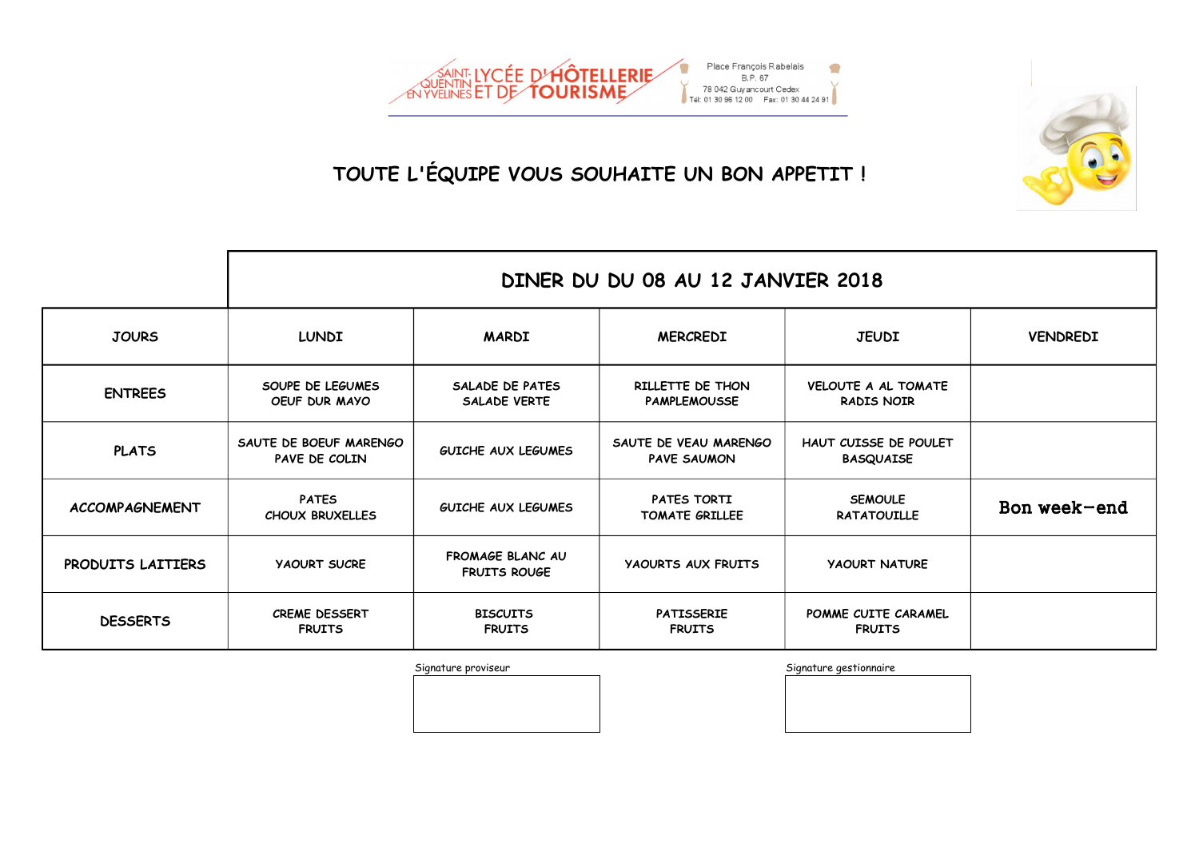SAINT-QUENTIN-EN-YVELINES LYCÉE D'HÔTELLERIE ET DE TOURISME

Place François Rabelais
B.P. 67
78 042 Guyancourt Cedex
Tél: 01 30 96 12 00  Fax: 01 30 44 24 91

# TOUTE L'ÉQUIPE VOUS SOUHAITE UN BON APPETIT !

| | DINER DU DU 08 AU 12 JANVIER 2018 | | | | |
|---|---|---|---|---|---|
| JOURS | LUNDI | MARDI | MERCREDI | JEUDI | VENDREDI |
| ENTREES | SOUPE DE LEGUMES<br>OEUF DUR MAYO | SALADE DE PATES<br>SALADE VERTE | RILLETTE DE THON<br>PAMPLEMOUSSE | VELOUTE A AL TOMATE<br>RADIS NOIR | |
| PLATS | SAUTE DE BOEUF MARENGO<br>PAVE DE COLIN | GUICHE AUX LEGUMES | SAUTE DE VEAU MARENGO<br>PAVE SAUMON | HAUT CUISSE DE POULET<br>BASQUAISE | |
| ACCOMPAGNEMENT | PATES<br>CHOUX BRUXELLES | GUICHE AUX LEGUMES | PATES TORTI<br>TOMATE GRILLEE | SEMOULE<br>RATATOUILLE | **Bon week-end** |
| PRODUITS LAITIERS | YAOURT SUCRE | FROMAGE BLANC AU<br>FRUITS ROUGE | YAOURTS AUX FRUITS | YAOURT NATURE | |
| DESSERTS | CREME DESSERT<br>FRUITS | BISCUITS<br>FRUITS | PATISSERIE<br>FRUITS | POMME CUITE CARAMEL<br>FRUITS | |

Signature proviseur

Signature gestionnaire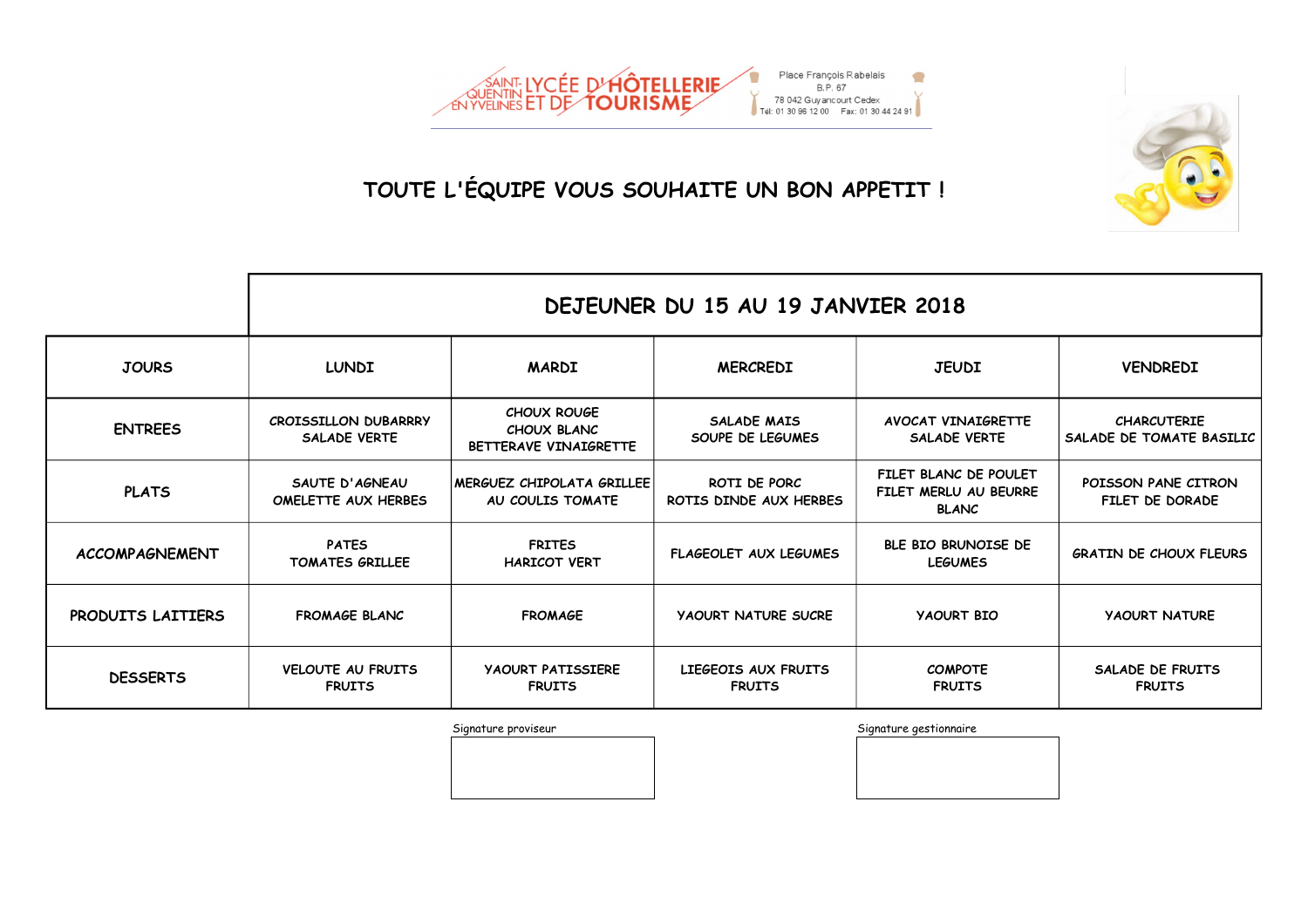SAINT-QUENTIN EN YVELINES LYCÉE D'HÔTELLERIE ET DE TOURISME

Place François Rabelais
B.P. 67
78 042 Guyancourt Cedex
Tél: 01 30 96 12 00 Fax: 01 30 44 24 91

## TOUTE L'ÉQUIPE VOUS SOUHAITE UN BON APPETIT !

| | DEJEUNER DU 15 AU 19 JANVIER 2018 | | | | |
|---|---|---|---|---|---|
| JOURS | LUNDI | MARDI | MERCREDI | JEUDI | VENDREDI |
| ENTREES | CROISSILLON DUBARRRY<br>SALADE VERTE | CHOUX ROUGE<br>CHOUX BLANC<br>BETTERAVE VINAIGRETTE | SALADE MAIS<br>SOUPE DE LEGUMES | AVOCAT VINAIGRETTE<br>SALADE VERTE | CHARCUTERIE<br>SALADE DE TOMATE BASILIC |
| PLATS | SAUTE D'AGNEAU<br>OMELETTE AUX HERBES | MERGUEZ CHIPOLATA GRILLEE<br>AU COULIS TOMATE | ROTI DE PORC<br>ROTIS DINDE AUX HERBES | FILET BLANC DE POULET<br>FILET MERLU AU BEURRE BLANC | POISSON PANE CITRON<br>FILET DE DORADE |
| ACCOMPAGNEMENT | PATES<br>TOMATES GRILLEE | FRITES<br>HARICOT VERT | FLAGEOLET AUX LEGUMES | BLE BIO BRUNOISE DE LEGUMES | GRATIN DE CHOUX FLEURS |
| PRODUITS LAITIERS | FROMAGE BLANC | FROMAGE | YAOURT NATURE SUCRE | YAOURT BIO | YAOURT NATURE |
| DESSERTS | VELOUTE AU FRUITS<br>FRUITS | YAOURT PATISSIERE<br>FRUITS | LIEGEOIS AUX FRUITS<br>FRUITS | COMPOTE<br>FRUITS | SALADE DE FRUITS<br>FRUITS |

Signature proviseur

Signature gestionnaire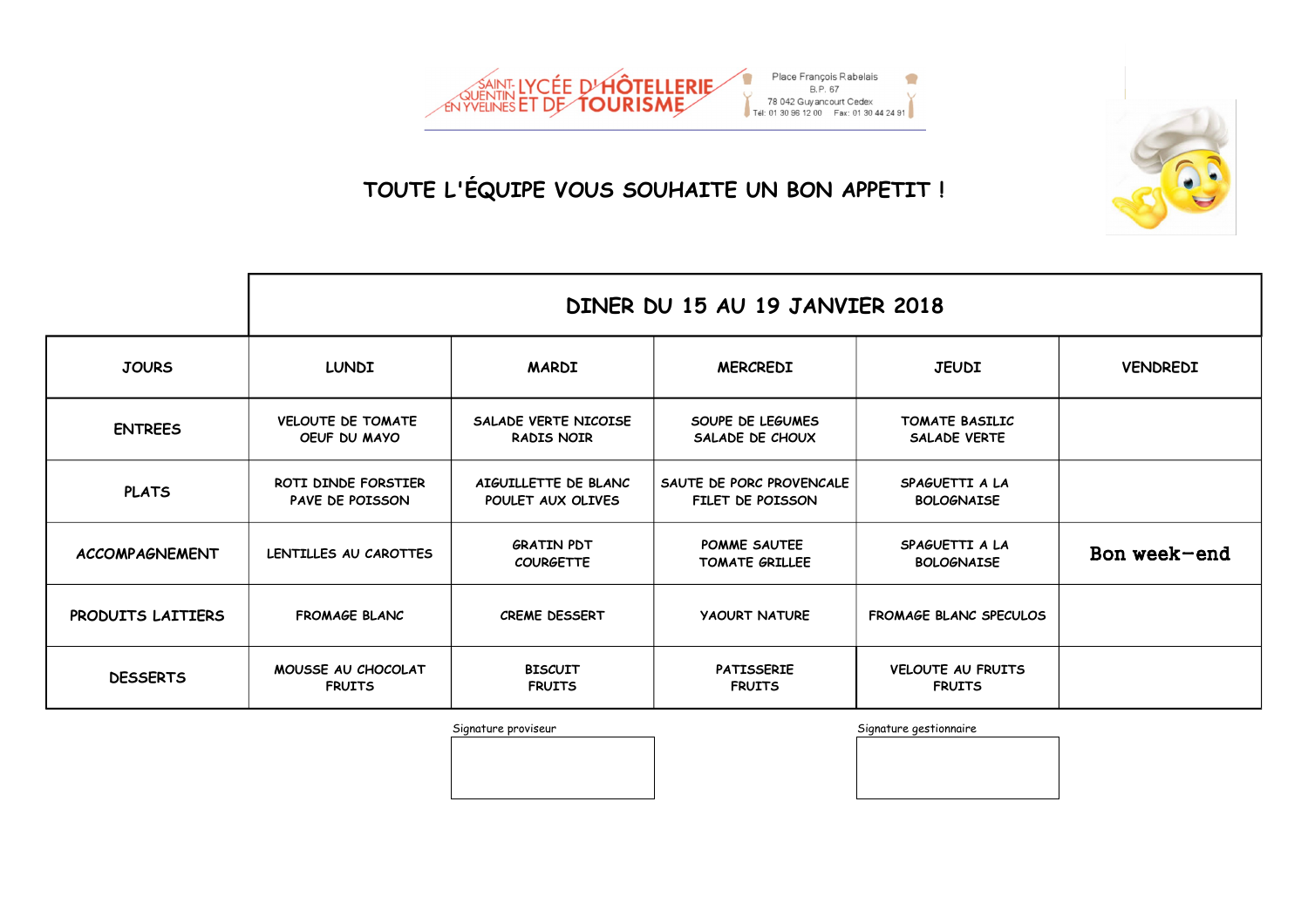SAINT-QUENTIN EN YVELINES LYCÉE D'HÔTELLERIE ET DE TOURISME

Place François Rabelais
B.P. 67
78 042 Guyancourt Cedex
Tel: 01 30 96 12 00 Fax: 01 30 44 24 91

# TOUTE L'ÉQUIPE VOUS SOUHAITE UN BON APPETIT !

| | DINER DU 15 AU 19 JANVIER 2018 | | | | |
|---|---|---|---|---|---|
| JOURS | LUNDI | MARDI | MERCREDI | JEUDI | VENDREDI |
| ENTREES | VELOUTE DE TOMATE<br>OEUF DU MAYO | SALADE VERTE NICOISE<br>RADIS NOIR | SOUPE DE LEGUMES<br>SALADE DE CHOUX | TOMATE BASILIC<br>SALADE VERTE | |
| PLATS | ROTI DINDE FORSTIER<br>PAVE DE POISSON | AIGUILLETTE DE BLANC<br>POULET AUX OLIVES | SAUTE DE PORC PROVENCALE<br>FILET DE POISSON | SPAGUETTI A LA<br>BOLOGNAISE | |
| ACCOMPAGNEMENT | LENTILLES AU CAROTTES | GRATIN PDT<br>COURGETTE | POMME SAUTEE<br>TOMATE GRILLEE | SPAGUETTI A LA<br>BOLOGNAISE | **Bon week-end** |
| PRODUITS LAITIERS | FROMAGE BLANC | CREME DESSERT | YAOURT NATURE | FROMAGE BLANC SPECULOS | |
| DESSERTS | MOUSSE AU CHOCOLAT<br>FRUITS | BISCUIT<br>FRUITS | PATISSERIE<br>FRUITS | VELOUTE AU FRUITS<br>FRUITS | |

Signature proviseur

Signature gestionnaire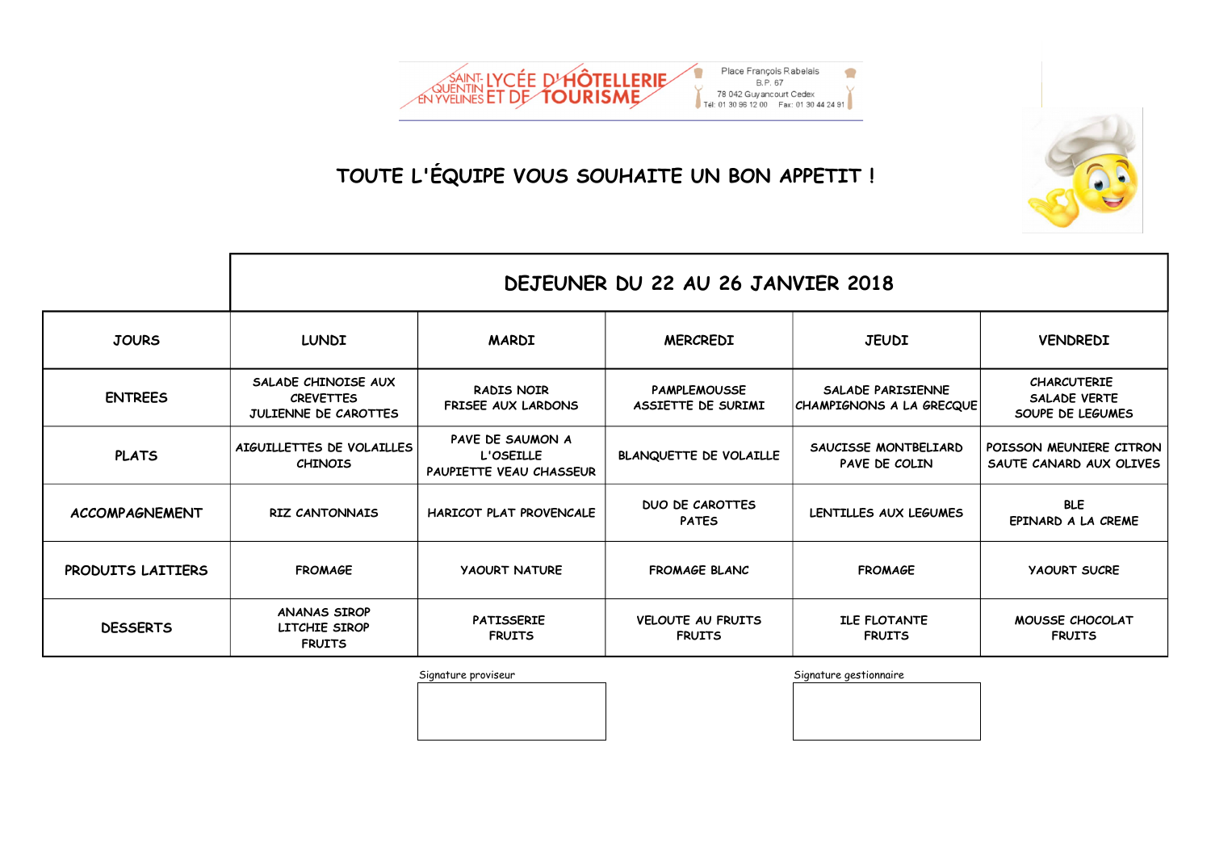SAINT-QUENTIN EN YVELINES LYCÉE D'HÔTELLERIE ET DE TOURISME

Place François Rabelais
B.P. 67
78 042 Guyancourt Cedex
Tél: 01 30 96 12 00 Fax: 01 30 44 24 91

## TOUTE L'ÉQUIPE VOUS SOUHAITE UN BON APPETIT !

| | DEJEUNER DU 22 AU 26 JANVIER 2018 | | | | |
|---|---|---|---|---|---|
| JOURS | LUNDI | MARDI | MERCREDI | JEUDI | VENDREDI |
| ENTREES | SALADE CHINOISE AUX CREVETTES<br>JULIENNE DE CAROTTES | RADIS NOIR<br>FRISEE AUX LARDONS | PAMPLEMOUSSE<br>ASSIETTE DE SURIMI | SALADE PARISIENNE<br>CHAMPIGNONS A LA GRECQUE | CHARCUTERIE<br>SALADE VERTE<br>SOUPE DE LEGUMES |
| PLATS | AIGUILLETTES DE VOLAILLES CHINOIS | PAVE DE SAUMON A L'OSEILLE<br>PAUPIETTE VEAU CHASSEUR | BLANQUETTE DE VOLAILLE | SAUCISSE MONTBELIARD<br>PAVE DE COLIN | POISSON MEUNIERE CITRON<br>SAUTE CANARD AUX OLIVES |
| ACCOMPAGNEMENT | RIZ CANTONNAIS | HARICOT PLAT PROVENCALE | DUO DE CAROTTES<br>PATES | LENTILLES AUX LEGUMES | BLE<br>EPINARD A LA CREME |
| PRODUITS LAITIERS | FROMAGE | YAOURT NATURE | FROMAGE BLANC | FROMAGE | YAOURT SUCRE |
| DESSERTS | ANANAS SIROP<br>LITCHIE SIROP<br>FRUITS | PATISSERIE<br>FRUITS | VELOUTE AU FRUITS<br>FRUITS | ILE FLOTANTE<br>FRUITS | MOUSSE CHOCOLAT<br>FRUITS |

Signature proviseur

Signature gestionnaire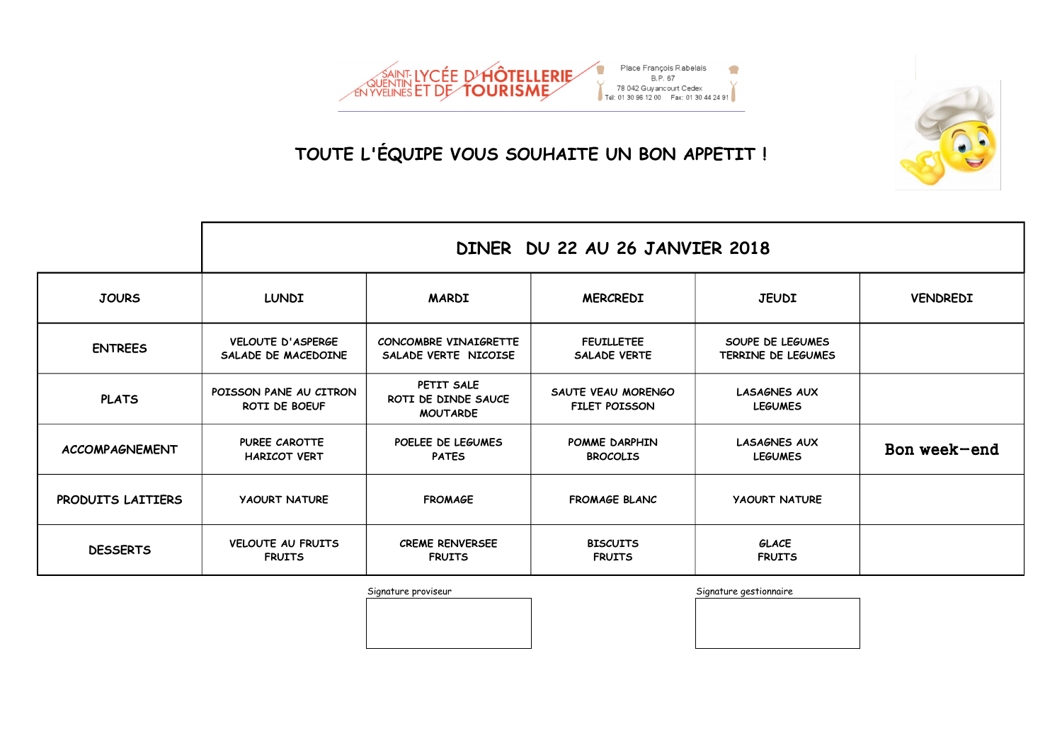SAINT-QUENTIN EN YVELINES LYCÉE D'HÔTELLERIE ET DE TOURISME

Place François Rabelais
B.P. 67
78 042 Guyancourt Cedex
Tél: 01 30 96 12 00 Fax: 01 30 44 24 91

# TOUTE L'ÉQUIPE VOUS SOUHAITE UN BON APPETIT !

| | DINER DU 22 AU 26 JANVIER 2018 | | | | |
|---|---|---|---|---|---|
| JOURS | LUNDI | MARDI | MERCREDI | JEUDI | VENDREDI |
| ENTREES | VELOUTE D'ASPERGE SALADE DE MACEDOINE | CONCOMBRE VINAIGRETTE SALADE VERTE NICOISE | FEUILLETEE SALADE VERTE | SOUPE DE LEGUMES TERRINE DE LEGUMES | |
| PLATS | POISSON PANE AU CITRON ROTI DE BOEUF | PETIT SALE ROTI DE DINDE SAUCE MOUTARDE | SAUTE VEAU MORENGO FILET POISSON | LASAGNES AUX LEGUMES | |
| ACCOMPAGNEMENT | PUREE CAROTTE HARICOT VERT | POELEE DE LEGUMES PATES | POMME DARPHIN BROCOLIS | LASAGNES AUX LEGUMES | **Bon week-end** |
| PRODUITS LAITIERS | YAOURT NATURE | FROMAGE | FROMAGE BLANC | YAOURT NATURE | |
| DESSERTS | VELOUTE AU FRUITS FRUITS | CREME RENVERSEE FRUITS | BISCUITS FRUITS | GLACE FRUITS | |

Signature proviseur

Signature gestionnaire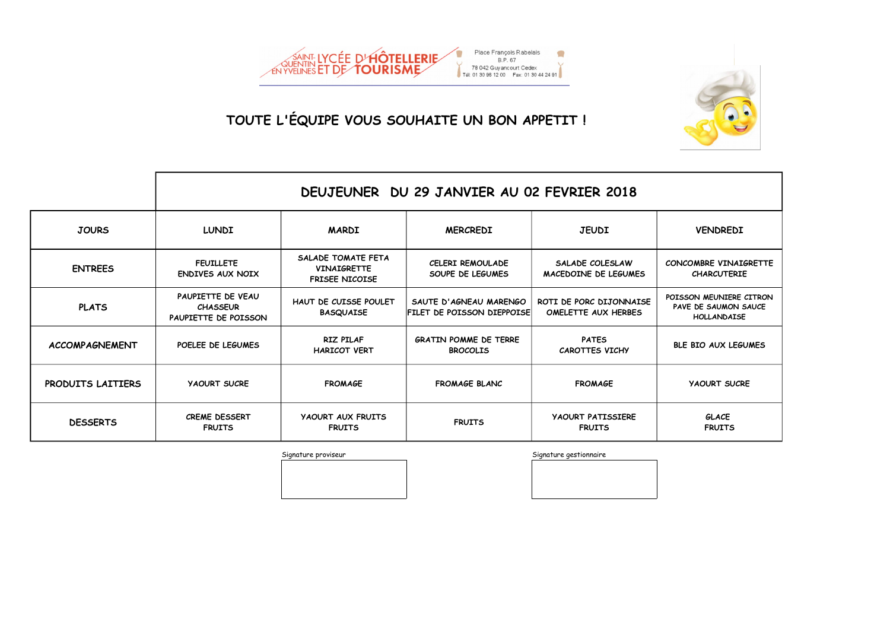SAINT-QUENTIN EN YVELINES LYCÉE D'HÔTELLERIE ET DE TOURISME

Place François Rabelais
B.P. 67
78 042 Guyancourt Cedex
Tél. 01 30 96 12 00 Fax: 01 30 44 24 91

# TOUTE L'ÉQUIPE VOUS SOUHAITE UN BON APPETIT !

| | DEUJEUNER DU 29 JANVIER AU 02 FEVRIER 2018 | | | | |
|---|---|---|---|---|---|
| **JOURS** | **LUNDI** | **MARDI** | **MERCREDI** | **JEUDI** | **VENDREDI** |
| **ENTREES** | FEUILLETE<br>ENDIVES AUX NOIX | SALADE TOMATE FETA VINAIGRETTE<br>FRISEE NICOISE | CELERI REMOULADE<br>SOUPE DE LEGUMES | SALADE COLESLAW<br>MACEDOINE DE LEGUMES | CONCOMBRE VINAIGRETTE<br>CHARCUTERIE |
| **PLATS** | PAUPIETTE DE VEAU CHASSEUR<br>PAUPIETTE DE POISSON | HAUT DE CUISSE POULET BASQUAISE | SAUTE D'AGNEAU MARENGO<br>FILET DE POISSON DIEPPOISE | ROTI DE PORC DIJONNAISE<br>OMELETTE AUX HERBES | POISSON MEUNIERE CITRON<br>PAVE DE SAUMON SAUCE HOLLANDAISE |
| **ACCOMPAGNEMENT** | POELEE DE LEGUMES | RIZ PILAF<br>HARICOT VERT | GRATIN POMME DE TERRE<br>BROCOLIS | PATES<br>CAROTTES VICHY | BLE BIO AUX LEGUMES |
| **PRODUITS LAITIERS** | YAOURT SUCRE | FROMAGE | FROMAGE BLANC | FROMAGE | YAOURT SUCRE |
| **DESSERTS** | CREME DESSERT<br>FRUITS | YAOURT AUX FRUITS<br>FRUITS | FRUITS | YAOURT PATISSIERE<br>FRUITS | GLACE<br>FRUITS |

Signature proviseur

Signature gestionnaire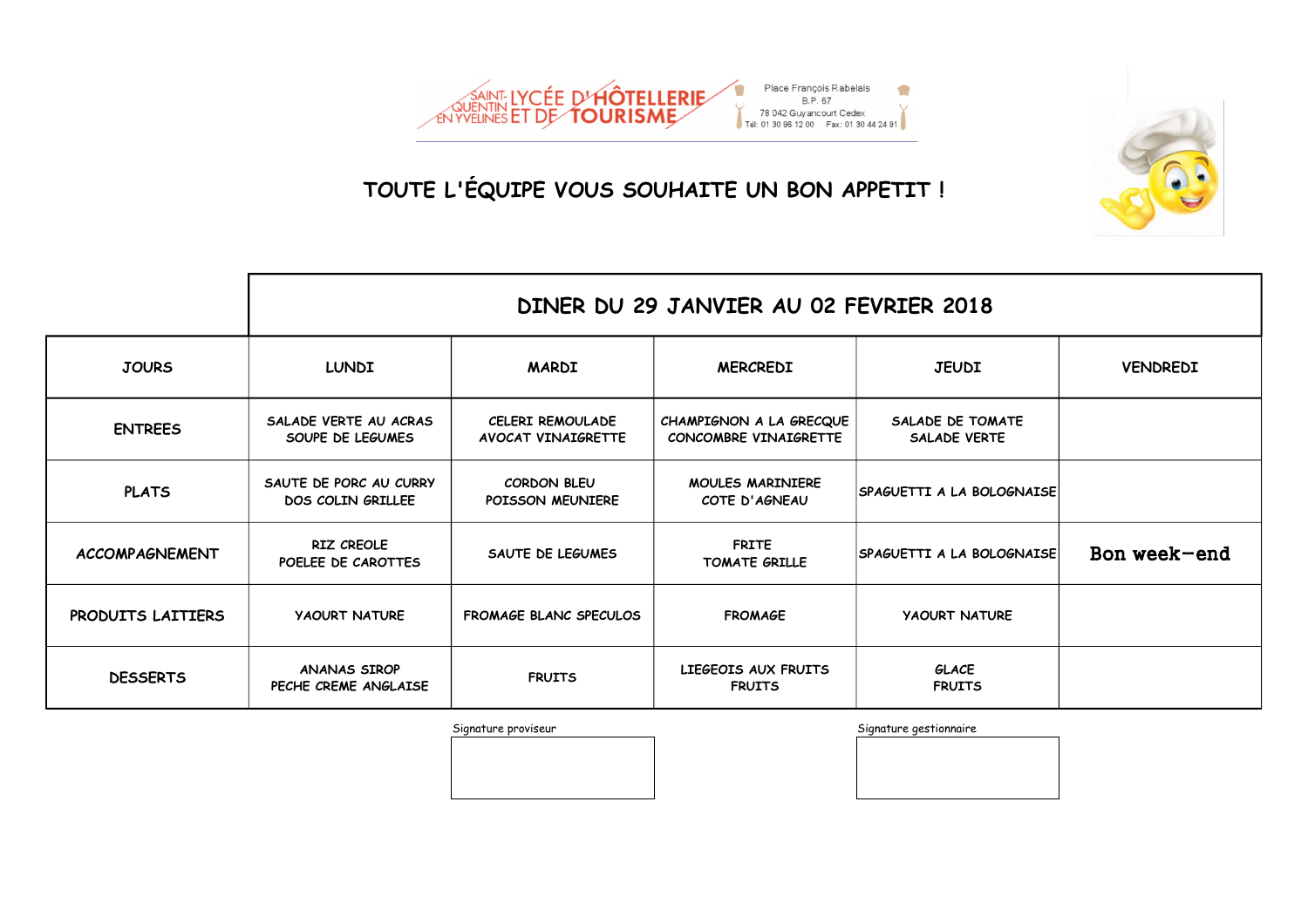SAINT-QUENTIN EN YVELINES LYCÉE D'HÔTELLERIE ET DE TOURISME

Place François Rabelais
B.P. 67
78 042 Guyancourt Cedex
Tél: 01 30 96 12 00 Fax: 01 30 44 24 91

## TOUTE L'ÉQUIPE VOUS SOUHAITE UN BON APPETIT !

| | DINER DU 29 JANVIER AU 02 FEVRIER 2018 | | | | |
|---|---|---|---|---|---|
| JOURS | LUNDI | MARDI | MERCREDI | JEUDI | VENDREDI |
| ENTREES | SALADE VERTE AU ACRAS<br>SOUPE DE LEGUMES | CELERI REMOULADE<br>AVOCAT VINAIGRETTE | CHAMPIGNON A LA GRECQUE<br>CONCOMBRE VINAIGRETTE | SALADE DE TOMATE<br>SALADE VERTE | |
| PLATS | SAUTE DE PORC AU CURRY<br>DOS COLIN GRILLEE | CORDON BLEU<br>POISSON MEUNIERE | MOULES MARINIERE<br>COTE D'AGNEAU | SPAGUETTI A LA BOLOGNAISE | |
| ACCOMPAGNEMENT | RIZ CREOLE<br>POELEE DE CAROTTES | SAUTE DE LEGUMES | FRITE<br>TOMATE GRILLE | SPAGUETTI A LA BOLOGNAISE | **Bon week-end** |
| PRODUITS LAITIERS | YAOURT NATURE | FROMAGE BLANC SPECULOS | FROMAGE | YAOURT NATURE | |
| DESSERTS | ANANAS SIROP<br>PECHE CREME ANGLAISE | FRUITS | LIEGEOIS AUX FRUITS<br>FRUITS | GLACE<br>FRUITS | |

Signature proviseur

Signature gestionnaire